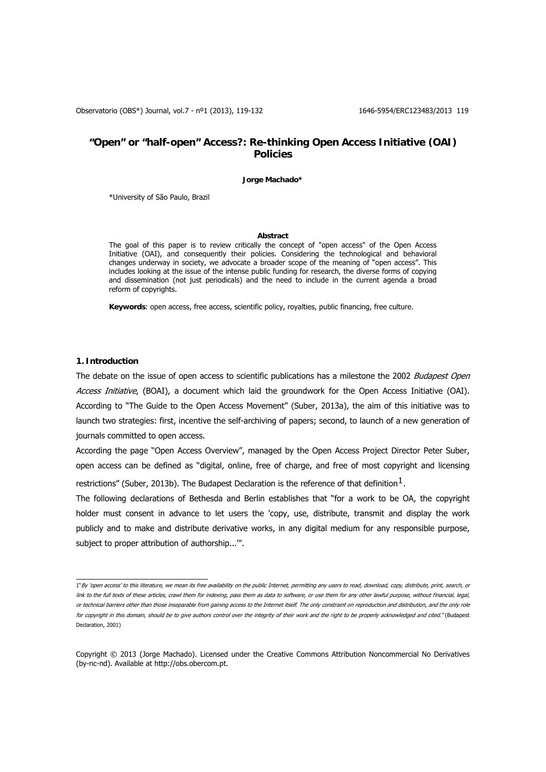# "Open" or "half-open" Access?: Re-thinking Open Access Initiative (OAI) Policies

**Jorge Machado***

*University of São Paulo, Brazil

**Abstract**

The goal of this paper is to review critically the concept of "open access" of the Open Access Initiative (OAI), and consequently their policies. Considering the technological and behavioral changes underway in society, we advocate a broader scope of the meaning of "open access". This includes looking at the issue of the intense public funding for research, the diverse forms of copying and dissemination (not just periodicals) and the need to include in the current agenda a broad reform of copyrights.

**Keywords**: open access, free access, scientific policy, royalties, public financing, free culture.

## 1. Introduction

The debate on the issue of open access to scientific publications has a milestone the 2002 *Budapest Open Access Initiative*, (BOAI), a document which laid the groundwork for the Open Access Initiative (OAI). According to "The Guide to the Open Access Movement" (Suber, 2013a), the aim of this initiative was to launch two strategies: first, incentive the self-archiving of papers; second, to launch of a new generation of journals committed to open access.

According the page "Open Access Overview", managed by the Open Access Project Director Peter Suber, open access can be defined as "digital, online, free of charge, and free of most copyright and licensing restrictions" (Suber, 2013b). The Budapest Declaration is the reference of that definition[1].

The following declarations of Bethesda and Berlin establishes that "for a work to be OA, the copyright holder must consent in advance to let users the 'copy, use, distribute, transmit and display the work publicly and to make and distribute derivative works, in any digital medium for any responsible purpose, subject to proper attribution of authorship...'".

---

[1] "*By 'open access' to this literature, we mean its free availability on the public Internet, permitting any users to read, download, copy, distribute, print, search, or link to the full texts of these articles, crawl them for indexing, pass them as data to software, or use them for any other lawful purpose, without financial, legal, or technical barriers other than those inseparable from gaining access to the Internet itself. The only constraint on reproduction and distribution, and the only role for copyright in this domain, should be to give authors control over the integrity of their work and the right to be properly acknowledged and cited.*" (Budapest Declaration, 2001)

Copyright © 2013 (Jorge Machado). Licensed under the Creative Commons Attribution Noncommercial No Derivatives (by-nc-nd). Available at http://obs.obercom.pt.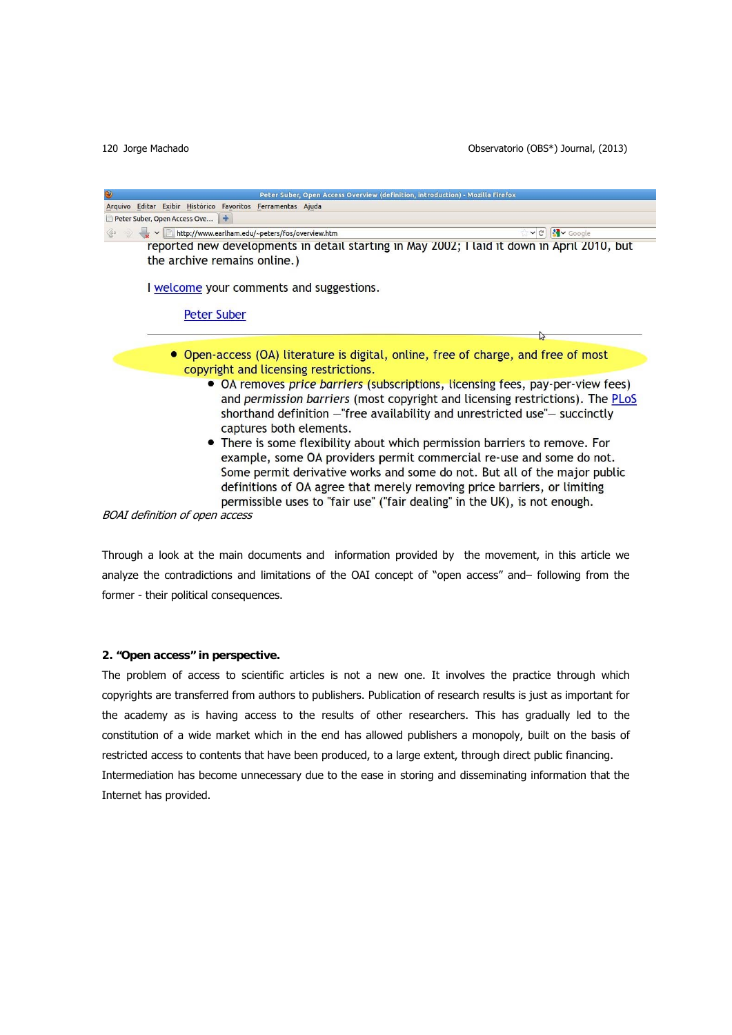reported new developments in detail starting in May 2002; I laid it down in April 2010, but the archive remains online.)

I welcome your comments and suggestions.

Peter Suber

- Open-access (OA) literature is digital, online, free of charge, and free of most copyright and licensing restrictions.
    - OA removes *price barriers* (subscriptions, licensing fees, pay-per-view fees) and *permission barriers* (most copyright and licensing restrictions). The PLoS shorthand definition —"free availability and unrestricted use"— succinctly captures both elements.
    - There is some flexibility about which permission barriers to remove. For example, some OA providers permit commercial re-use and some do not. Some permit derivative works and some do not. But all of the major public definitions of OA agree that merely removing price barriers, or limiting permissible uses to "fair use" ("fair dealing" in the UK), is not enough.

*BOAI definition of open access*

Through a look at the main documents and information provided by the movement, in this article we analyze the contradictions and limitations of the OAI concept of "open access" and– following from the former - their political consequences.

## 2. "Open access" in perspective.

The problem of access to scientific articles is not a new one. It involves the practice through which copyrights are transferred from authors to publishers. Publication of research results is just as important for the academy as is having access to the results of other researchers. This has gradually led to the constitution of a wide market which in the end has allowed publishers a monopoly, built on the basis of restricted access to contents that have been produced, to a large extent, through direct public financing.

Intermediation has become unnecessary due to the ease in storing and disseminating information that the Internet has provided.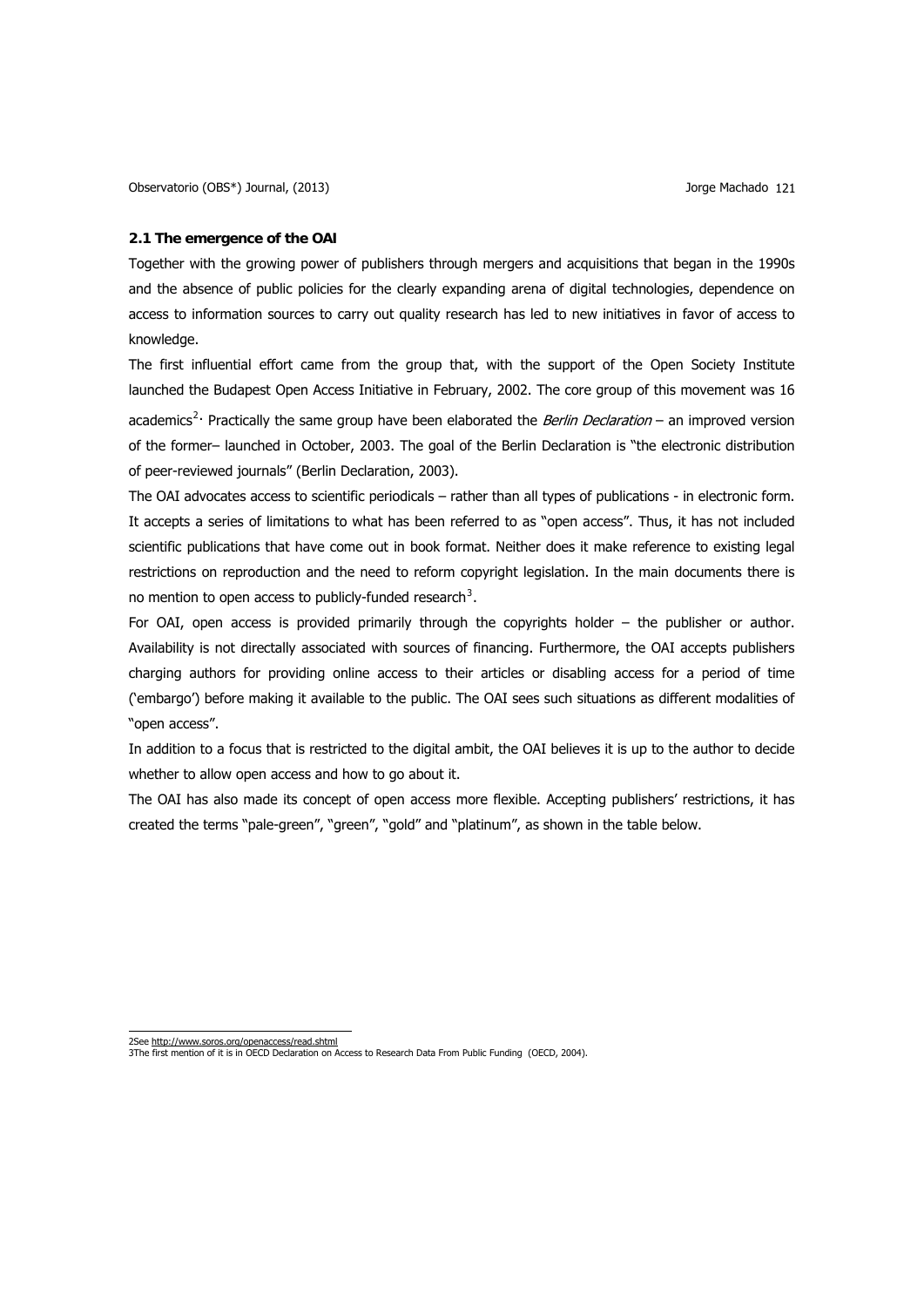**2.1 The emergence of the OAI**

Together with the growing power of publishers through mergers and acquisitions that began in the 1990s and the absence of public policies for the clearly expanding arena of digital technologies, dependence on access to information sources to carry out quality research has led to new initiatives in favor of access to knowledge.

The first influential effort came from the group that, with the support of the Open Society Institute launched the Budapest Open Access Initiative in February, 2002. The core group of this movement was 16 academics[2]. Practically the same group have been elaborated the *Berlin Declaration* – an improved version of the former– launched in October, 2003. The goal of the Berlin Declaration is "the electronic distribution of peer-reviewed journals" (Berlin Declaration, 2003).

The OAI advocates access to scientific periodicals – rather than all types of publications - in electronic form. It accepts a series of limitations to what has been referred to as "open access". Thus, it has not included scientific publications that have come out in book format. Neither does it make reference to existing legal restrictions on reproduction and the need to reform copyright legislation. In the main documents there is no mention to open access to publicly-funded research[3].

For OAI, open access is provided primarily through the copyrights holder – the publisher or author. Availability is not directally associated with sources of financing. Furthermore, the OAI accepts publishers charging authors for providing online access to their articles or disabling access for a period of time ('embargo') before making it available to the public. The OAI sees such situations as different modalities of "open access".

In addition to a focus that is restricted to the digital ambit, the OAI believes it is up to the author to decide whether to allow open access and how to go about it.

The OAI has also made its concept of open access more flexible. Accepting publishers' restrictions, it has created the terms "pale-green", "green", "gold" and "platinum", as shown in the table below.

---

2See http://www.soros.org/openaccess/read.shtml

3The first mention of it is in OECD Declaration on Access to Research Data From Public Funding (OECD, 2004).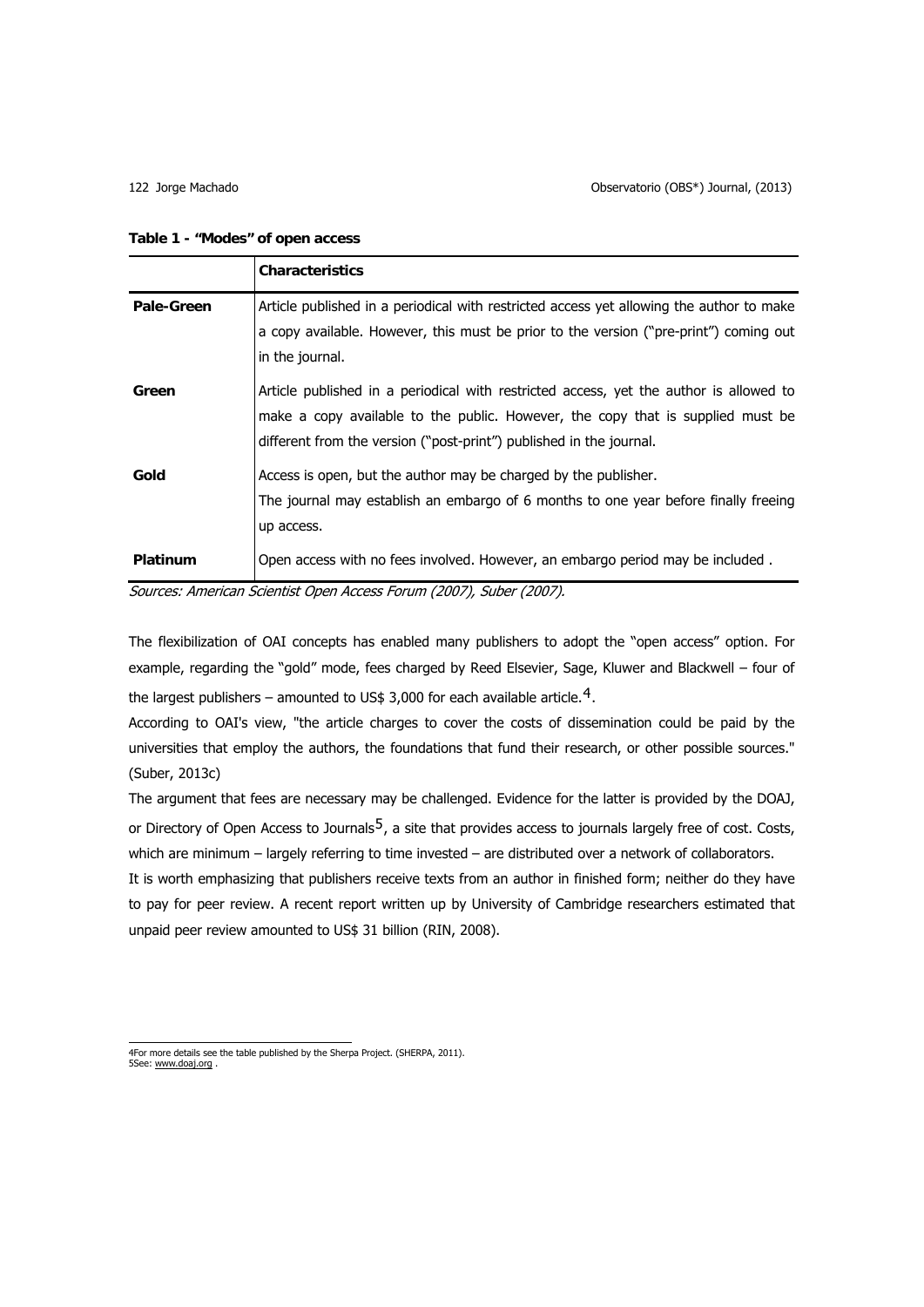**Table 1 - "Modes" of open access**

| | Characteristics |
|---|---|
| **Pale-Green** | Article published in a periodical with restricted access yet allowing the author to make a copy available. However, this must be prior to the version ("pre-print") coming out in the journal. |
| **Green** | Article published in a periodical with restricted access, yet the author is allowed to make a copy available to the public. However, the copy that is supplied must be different from the version ("post-print") published in the journal. |
| **Gold** | Access is open, but the author may be charged by the publisher. The journal may establish an embargo of 6 months to one year before finally freeing up access. |
| **Platinum** | Open access with no fees involved. However, an embargo period may be included . |

*Sources: American Scientist Open Access Forum (2007), Suber (2007).*

The flexibilization of OAI concepts has enabled many publishers to adopt the "open access" option. For example, regarding the "gold" mode, fees charged by Reed Elsevier, Sage, Kluwer and Blackwell – four of the largest publishers – amounted to US$ 3,000 for each available article.[4].

According to OAI's view, "the article charges to cover the costs of dissemination could be paid by the universities that employ the authors, the foundations that fund their research, or other possible sources." (Suber, 2013c)

The argument that fees are necessary may be challenged. Evidence for the latter is provided by the DOAJ, or Directory of Open Access to Journals[5], a site that provides access to journals largely free of cost. Costs, which are minimum – largely referring to time invested – are distributed over a network of collaborators.

It is worth emphasizing that publishers receive texts from an author in finished form; neither do they have to pay for peer review. A recent report written up by University of Cambridge researchers estimated that unpaid peer review amounted to US$ 31 billion (RIN, 2008).

---

4For more details see the table published by the Sherpa Project. (SHERPA, 2011).
5See: www.doaj.org .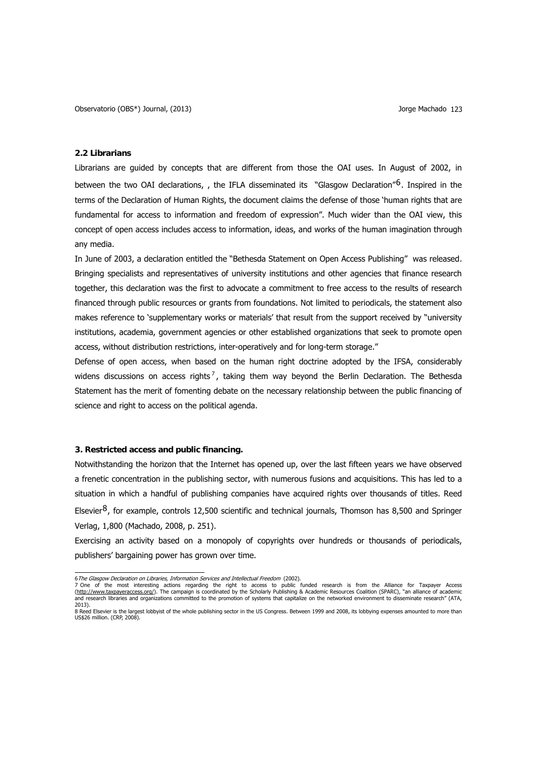### 2.2 Librarians

Librarians are guided by concepts that are different from those the OAI uses. In August of 2002, in between the two OAI declarations, , the IFLA disseminated its "Glasgow Declaration"[6]. Inspired in the terms of the Declaration of Human Rights, the document claims the defense of those 'human rights that are fundamental for access to information and freedom of expression". Much wider than the OAI view, this concept of open access includes access to information, ideas, and works of the human imagination through any media.

In June of 2003, a declaration entitled the "Bethesda Statement on Open Access Publishing" was released. Bringing specialists and representatives of university institutions and other agencies that finance research together, this declaration was the first to advocate a commitment to free access to the results of research financed through public resources or grants from foundations. Not limited to periodicals, the statement also makes reference to 'supplementary works or materials' that result from the support received by "university institutions, academia, government agencies or other established organizations that seek to promote open access, without distribution restrictions, inter-operatively and for long-term storage."

Defense of open access, when based on the human right doctrine adopted by the IFSA, considerably widens discussions on access rights[7], taking them way beyond the Berlin Declaration. The Bethesda Statement has the merit of fomenting debate on the necessary relationship between the public financing of science and right to access on the political agenda.

### 3. Restricted access and public financing.

Notwithstanding the horizon that the Internet has opened up, over the last fifteen years we have observed a frenetic concentration in the publishing sector, with numerous fusions and acquisitions. This has led to a situation in which a handful of publishing companies have acquired rights over thousands of titles. Reed Elsevier[8], for example, controls 12,500 scientific and technical journals, Thomson has 8,500 and Springer Verlag, 1,800 (Machado, 2008, p. 251).

Exercising an activity based on a monopoly of copyrights over hundreds or thousands of periodicals, publishers' bargaining power has grown over time.

---

6 *The Glasgow Declaration on Libraries, Information Services and Intellectual Freedom* (2002).

7 One of the most interesting actions regarding the right to access to public funded research is from the Alliance for Taxpayer Access (http://www.taxpayeraccess.org/). The campaign is coordinated by the Scholarly Publishing & Academic Resources Coalition (SPARC), "an alliance of academic and research libraries and organizations committed to the promotion of systems that capitalize on the networked environment to disseminate research" (ATA, 2013).

8 Reed Elsevier is the largest lobbyist of the whole publishing sector in the US Congress. Between 1999 and 2008, its lobbying expenses amounted to more than US$26 million. (CRP, 2008).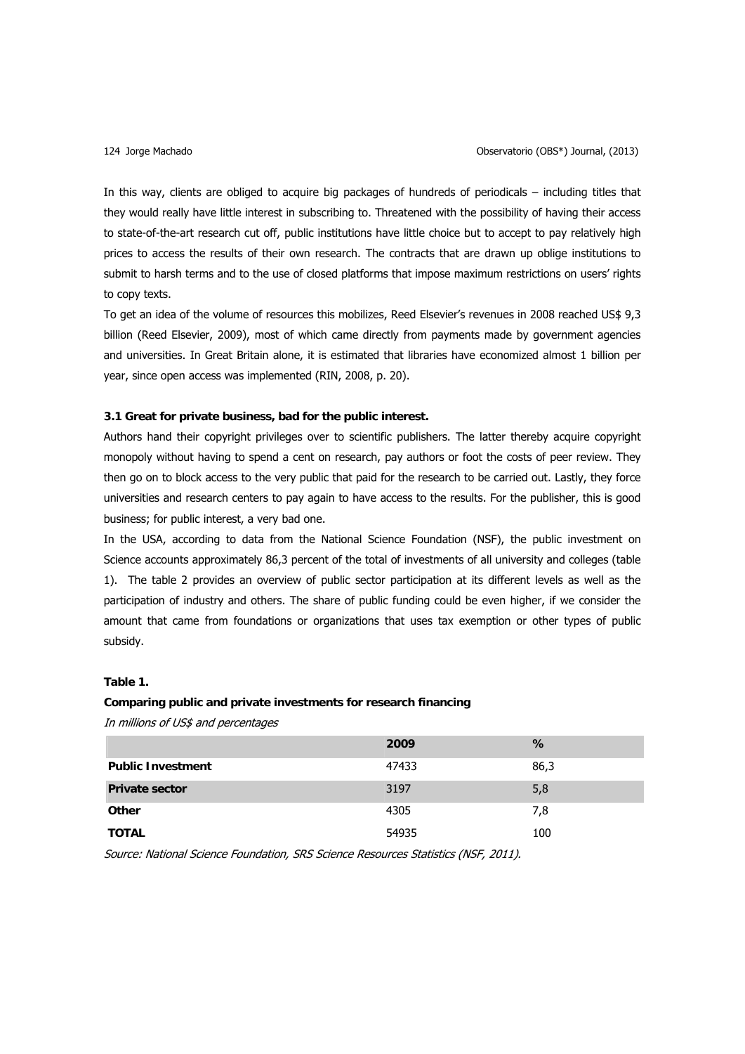In this way, clients are obliged to acquire big packages of hundreds of periodicals – including titles that they would really have little interest in subscribing to. Threatened with the possibility of having their access to state-of-the-art research cut off, public institutions have little choice but to accept to pay relatively high prices to access the results of their own research. The contracts that are drawn up oblige institutions to submit to harsh terms and to the use of closed platforms that impose maximum restrictions on users' rights to copy texts.

To get an idea of the volume of resources this mobilizes, Reed Elsevier's revenues in 2008 reached US$ 9,3 billion (Reed Elsevier, 2009), most of which came directly from payments made by government agencies and universities. In Great Britain alone, it is estimated that libraries have economized almost 1 billion per year, since open access was implemented (RIN, 2008, p. 20).

### 3.1 Great for private business, bad for the public interest.

Authors hand their copyright privileges over to scientific publishers. The latter thereby acquire copyright monopoly without having to spend a cent on research, pay authors or foot the costs of peer review. They then go on to block access to the very public that paid for the research to be carried out. Lastly, they force universities and research centers to pay again to have access to the results. For the publisher, this is good business; for public interest, a very bad one.

In the USA, according to data from the National Science Foundation (NSF), the public investment on Science accounts approximately 86,3 percent of the total of investments of all university and colleges (table 1). The table 2 provides an overview of public sector participation at its different levels as well as the participation of industry and others. The share of public funding could be even higher, if we consider the amount that came from foundations or organizations that uses tax exemption or other types of public subsidy.

**Table 1.**

**Comparing public and private investments for research financing**

*In millions of US$ and percentages*

| | 2009 | % |
|---|---|---|
| **Public Investment** | 47433 | 86,3 |
| **Private sector** | 3197 | 5,8 |
| **Other** | 4305 | 7,8 |
| **TOTAL** | 54935 | 100 |

*Source: National Science Foundation, SRS Science Resources Statistics (NSF, 2011).*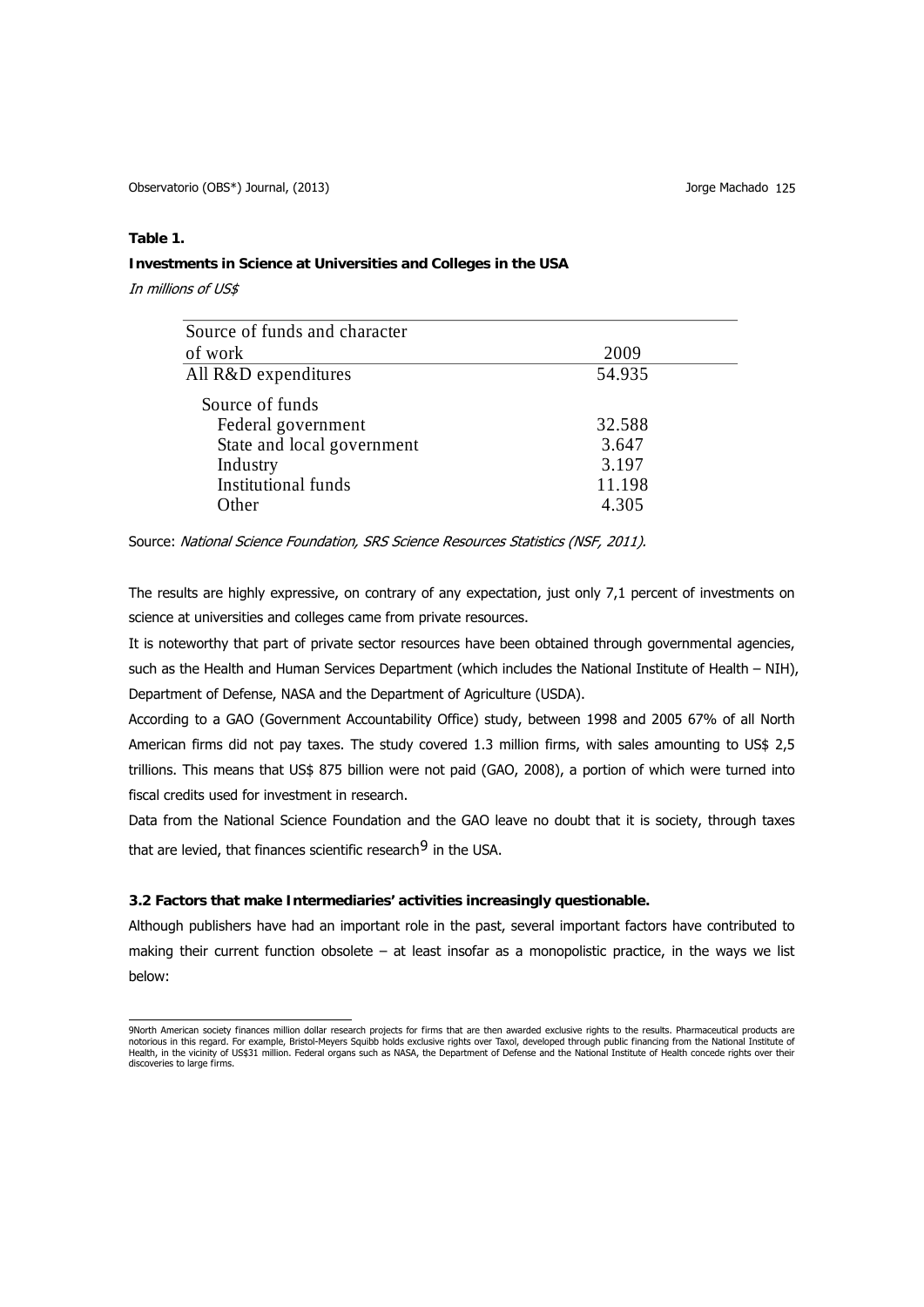**Table 1.**

**Investments in Science at Universities and Colleges in the USA**

*In millions of US$*

| Source of funds and character of work | 2009 |
|---|---|
| All R&D expenditures | 54.935 |
| Source of funds | |
| Federal government | 32.588 |
| State and local government | 3.647 |
| Industry | 3.197 |
| Institutional funds | 11.198 |
| Other | 4.305 |

Source: *National Science Foundation, SRS Science Resources Statistics (NSF, 2011).*

The results are highly expressive, on contrary of any expectation, just only 7,1 percent of investments on science at universities and colleges came from private resources.

It is noteworthy that part of private sector resources have been obtained through governmental agencies, such as the Health and Human Services Department (which includes the National Institute of Health – NIH), Department of Defense, NASA and the Department of Agriculture (USDA).

According to a GAO (Government Accountability Office) study, between 1998 and 2005 67% of all North American firms did not pay taxes. The study covered 1.3 million firms, with sales amounting to US$ 2,5 trillions. This means that US$ 875 billion were not paid (GAO, 2008), a portion of which were turned into fiscal credits used for investment in research.

Data from the National Science Foundation and the GAO leave no doubt that it is society, through taxes that are levied, that finances scientific research[9] in the USA.

### 3.2 Factors that make Intermediaries' activities increasingly questionable.

Although publishers have had an important role in the past, several important factors have contributed to making their current function obsolete – at least insofar as a monopolistic practice, in the ways we list below:

[9] North American society finances million dollar research projects for firms that are then awarded exclusive rights to the results. Pharmaceutical products are notorious in this regard. For example, Bristol-Meyers Squibb holds exclusive rights over Taxol, developed through public financing from the National Institute of Health, in the vicinity of US$31 million. Federal organs such as NASA, the Department of Defense and the National Institute of Health concede rights over their discoveries to large firms.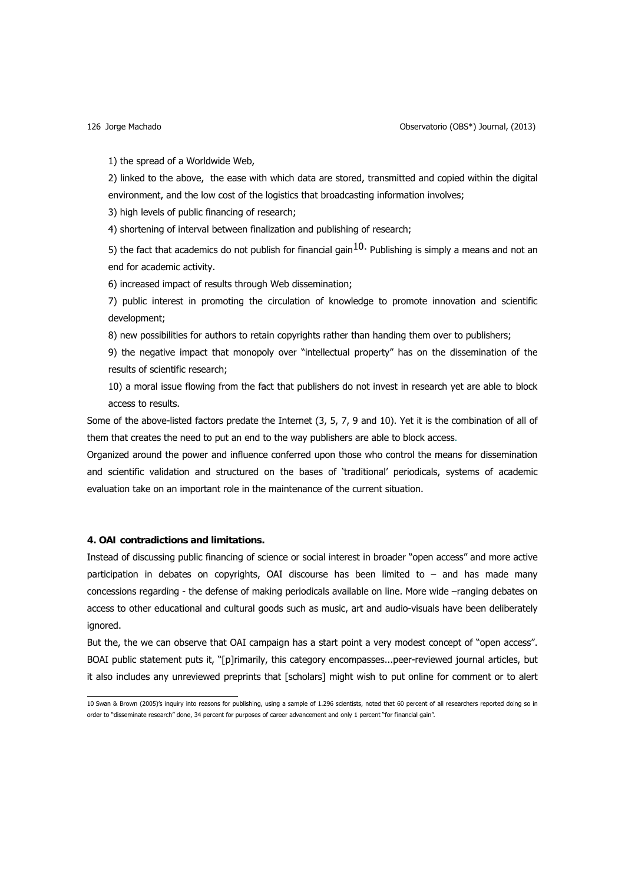1) the spread of a Worldwide Web,

2) linked to the above, the ease with which data are stored, transmitted and copied within the digital environment, and the low cost of the logistics that broadcasting information involves;

3) high levels of public financing of research;

4) shortening of interval between finalization and publishing of research;

5) the fact that academics do not publish for financial gain[10]. Publishing is simply a means and not an end for academic activity.

6) increased impact of results through Web dissemination;

7) public interest in promoting the circulation of knowledge to promote innovation and scientific development;

8) new possibilities for authors to retain copyrights rather than handing them over to publishers;

9) the negative impact that monopoly over "intellectual property" has on the dissemination of the results of scientific research;

10) a moral issue flowing from the fact that publishers do not invest in research yet are able to block access to results.

Some of the above-listed factors predate the Internet (3, 5, 7, 9 and 10). Yet it is the combination of all of them that creates the need to put an end to the way publishers are able to block access.

Organized around the power and influence conferred upon those who control the means for dissemination and scientific validation and structured on the bases of 'traditional' periodicals, systems of academic evaluation take on an important role in the maintenance of the current situation.

**4. OAI contradictions and limitations.**

Instead of discussing public financing of science or social interest in broader "open access" and more active participation in debates on copyrights, OAI discourse has been limited to – and has made many concessions regarding - the defense of making periodicals available on line. More wide –ranging debates on access to other educational and cultural goods such as music, art and audio-visuals have been deliberately ignored.

But the, the we can observe that OAI campaign has a start point a very modest concept of "open access". BOAI public statement puts it, "[p]rimarily, this category encompasses...peer-reviewed journal articles, but it also includes any unreviewed preprints that [scholars] might wish to put online for comment or to alert

---

10 Swan & Brown (2005)'s inquiry into reasons for publishing, using a sample of 1.296 scientists, noted that 60 percent of all researchers reported doing so in order to "disseminate research" done, 34 percent for purposes of career advancement and only 1 percent "for financial gain".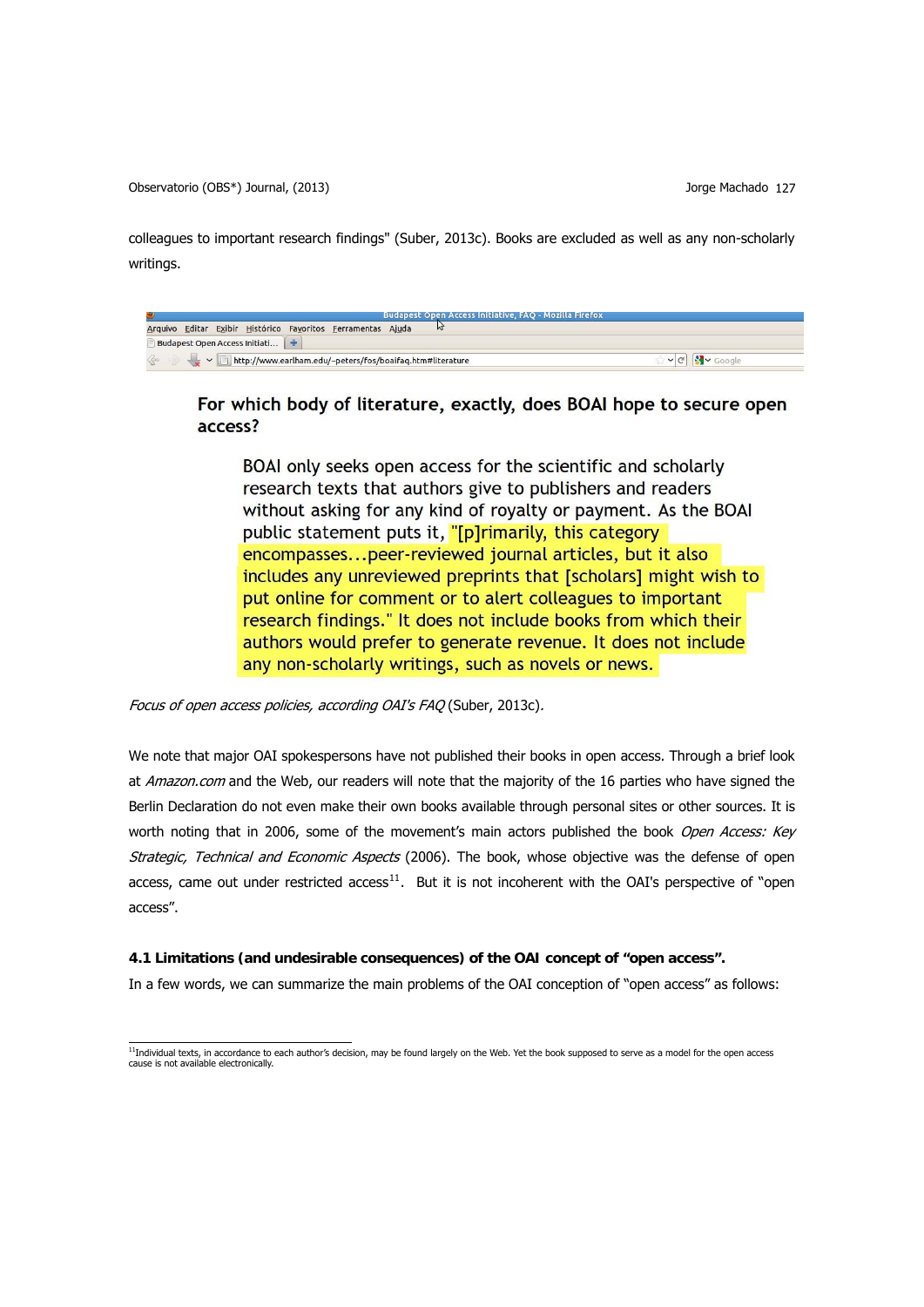colleagues to important research findings" (Suber, 2013c). Books are excluded as well as any non-scholarly writings.

Budapest Open Access Initiative, FAQ - Mozilla Firefox

Arquivo Editar Exibir Histórico Favoritos Ferramentas Ajuda

http://www.earlham.edu/~peters/fos/boaifaq.htm#literature

**For which body of literature, exactly, does BOAI hope to secure open access?**

> BOAI only seeks open access for the scientific and scholarly research texts that authors give to publishers and readers without asking for any kind of royalty or payment. As the BOAI public statement puts it, "[p]rimarily, this category encompasses...peer-reviewed journal articles, but it also includes any unreviewed preprints that [scholars] might wish to put online for comment or to alert colleagues to important research findings." It does not include books from which their authors would prefer to generate revenue. It does not include any non-scholarly writings, such as novels or news.

*Focus of open access policies, according OAI's FAQ* (Suber, 2013c).

We note that major OAI spokespersons have not published their books in open access. Through a brief look at *Amazon.com* and the Web, our readers will note that the majority of the 16 parties who have signed the Berlin Declaration do not even make their own books available through personal sites or other sources. It is worth noting that in 2006, some of the movement's main actors published the book *Open Access: Key Strategic, Technical and Economic Aspects* (2006). The book, whose objective was the defense of open access, came out under restricted access[11]. But it is not incoherent with the OAI's perspective of "open access".

#### 4.1 Limitations (and undesirable consequences) of the OAI concept of "open access".

In a few words, we can summarize the main problems of the OAI conception of "open access" as follows:

---

[11] Individual texts, in accordance to each author's decision, may be found largely on the Web. Yet the book supposed to serve as a model for the open access cause is not available electronically.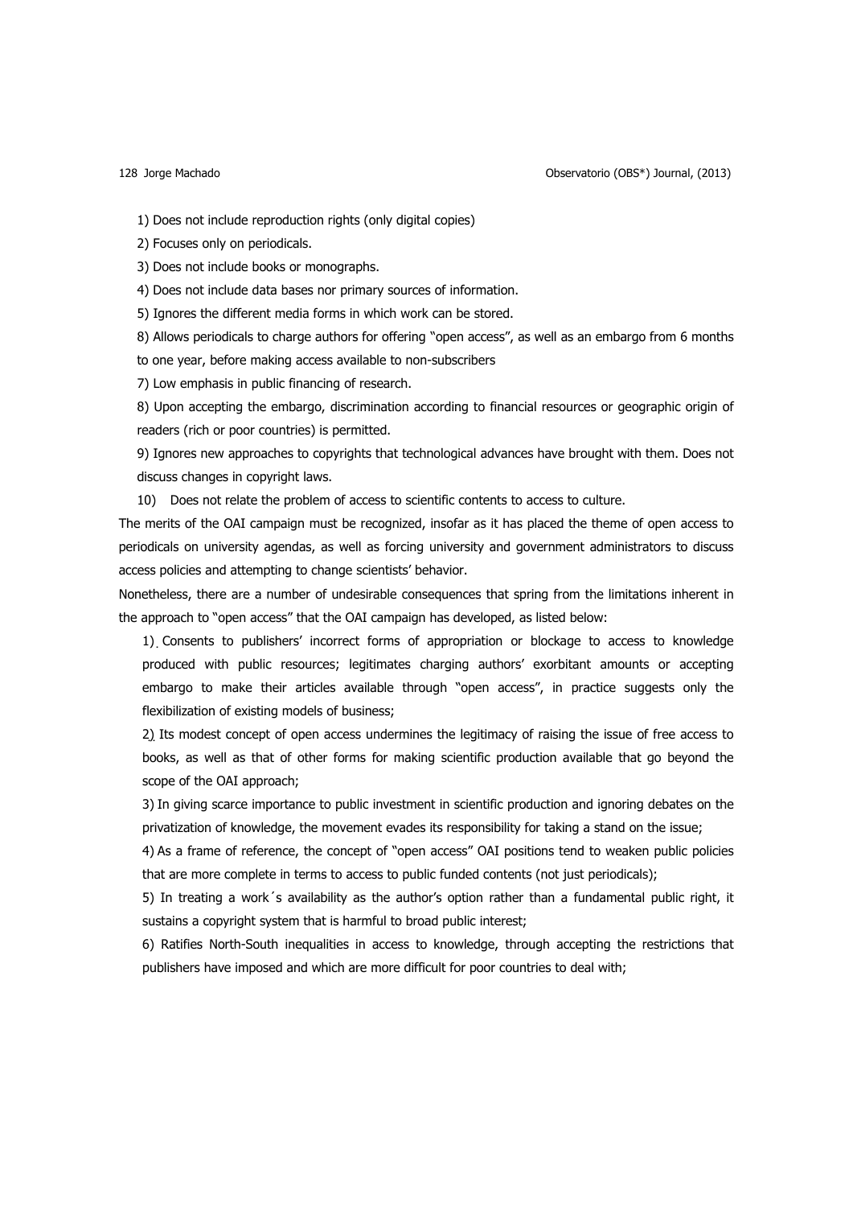1) Does not include reproduction rights (only digital copies)

2) Focuses only on periodicals.

3) Does not include books or monographs.

4) Does not include data bases nor primary sources of information.

5) Ignores the different media forms in which work can be stored.

8) Allows periodicals to charge authors for offering "open access", as well as an embargo from 6 months to one year, before making access available to non-subscribers

7) Low emphasis in public financing of research.

8) Upon accepting the embargo, discrimination according to financial resources or geographic origin of readers (rich or poor countries) is permitted.

9) Ignores new approaches to copyrights that technological advances have brought with them. Does not discuss changes in copyright laws.

10) Does not relate the problem of access to scientific contents to access to culture.

The merits of the OAI campaign must be recognized, insofar as it has placed the theme of open access to periodicals on university agendas, as well as forcing university and government administrators to discuss access policies and attempting to change scientists' behavior.

Nonetheless, there are a number of undesirable consequences that spring from the limitations inherent in the approach to "open access" that the OAI campaign has developed, as listed below:

1) Consents to publishers' incorrect forms of appropriation or blockage to access to knowledge produced with public resources; legitimates charging authors' exorbitant amounts or accepting embargo to make their articles available through "open access", in practice suggests only the flexibilization of existing models of business;

2) Its modest concept of open access undermines the legitimacy of raising the issue of free access to books, as well as that of other forms for making scientific production available that go beyond the scope of the OAI approach;

3) In giving scarce importance to public investment in scientific production and ignoring debates on the privatization of knowledge, the movement evades its responsibility for taking a stand on the issue;

4) As a frame of reference, the concept of "open access" OAI positions tend to weaken public policies that are more complete in terms to access to public funded contents (not just periodicals);

5) In treating a work´s availability as the author's option rather than a fundamental public right, it sustains a copyright system that is harmful to broad public interest;

6) Ratifies North-South inequalities in access to knowledge, through accepting the restrictions that publishers have imposed and which are more difficult for poor countries to deal with;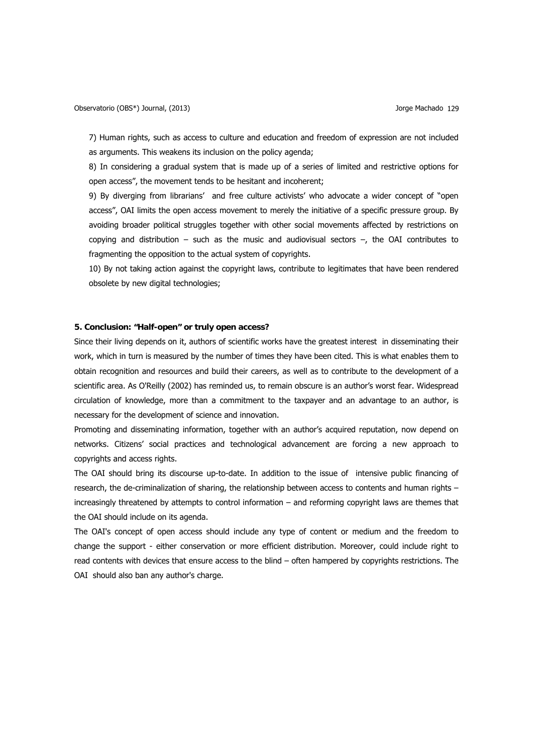7) Human rights, such as access to culture and education and freedom of expression are not included as arguments. This weakens its inclusion on the policy agenda;

8) In considering a gradual system that is made up of a series of limited and restrictive options for open access", the movement tends to be hesitant and incoherent;

9) By diverging from librarians' and free culture activists' who advocate a wider concept of "open access", OAI limits the open access movement to merely the initiative of a specific pressure group. By avoiding broader political struggles together with other social movements affected by restrictions on copying and distribution – such as the music and audiovisual sectors –, the OAI contributes to fragmenting the opposition to the actual system of copyrights.

10) By not taking action against the copyright laws, contribute to legitimates that have been rendered obsolete by new digital technologies;

## 5. Conclusion: "Half-open" or truly open access?

Since their living depends on it, authors of scientific works have the greatest interest in disseminating their work, which in turn is measured by the number of times they have been cited. This is what enables them to obtain recognition and resources and build their careers, as well as to contribute to the development of a scientific area. As O'Reilly (2002) has reminded us, to remain obscure is an author's worst fear. Widespread circulation of knowledge, more than a commitment to the taxpayer and an advantage to an author, is necessary for the development of science and innovation.

Promoting and disseminating information, together with an author's acquired reputation, now depend on networks. Citizens' social practices and technological advancement are forcing a new approach to copyrights and access rights.

The OAI should bring its discourse up-to-date. In addition to the issue of intensive public financing of research, the de-criminalization of sharing, the relationship between access to contents and human rights – increasingly threatened by attempts to control information – and reforming copyright laws are themes that the OAI should include on its agenda.

The OAI's concept of open access should include any type of content or medium and the freedom to change the support - either conservation or more efficient distribution. Moreover, could include right to read contents with devices that ensure access to the blind – often hampered by copyrights restrictions. The OAI should also ban any author's charge.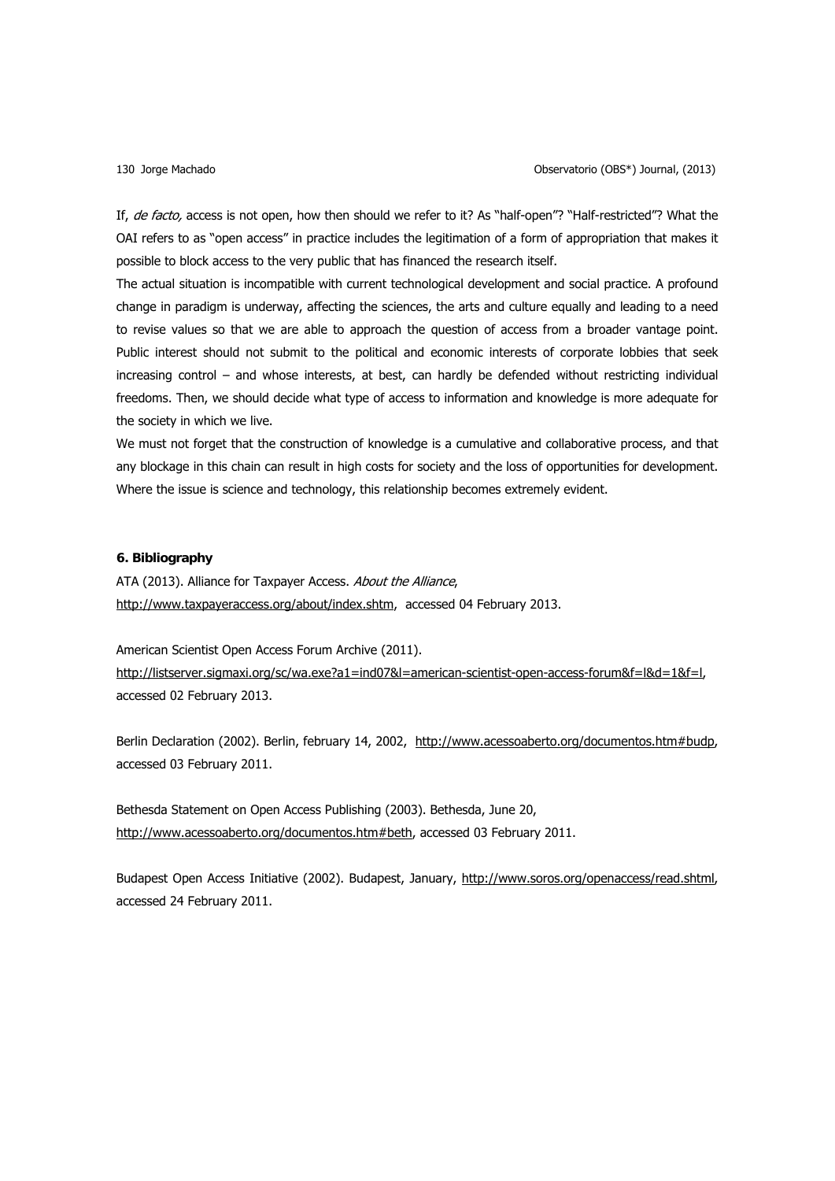If, *de facto,* access is not open, how then should we refer to it? As "half-open"? "Half-restricted"? What the OAI refers to as "open access" in practice includes the legitimation of a form of appropriation that makes it possible to block access to the very public that has financed the research itself.

The actual situation is incompatible with current technological development and social practice. A profound change in paradigm is underway, affecting the sciences, the arts and culture equally and leading to a need to revise values so that we are able to approach the question of access from a broader vantage point. Public interest should not submit to the political and economic interests of corporate lobbies that seek increasing control – and whose interests, at best, can hardly be defended without restricting individual freedoms. Then, we should decide what type of access to information and knowledge is more adequate for the society in which we live.

We must not forget that the construction of knowledge is a cumulative and collaborative process, and that any blockage in this chain can result in high costs for society and the loss of opportunities for development. Where the issue is science and technology, this relationship becomes extremely evident.

## 6. Bibliography

ATA (2013). Alliance for Taxpayer Access. *About the Alliance*, http://www.taxpayeraccess.org/about/index.shtm, accessed 04 February 2013.

American Scientist Open Access Forum Archive (2011). http://listserver.sigmaxi.org/sc/wa.exe?a1=ind07&l=american-scientist-open-access-forum&f=l&d=1&f=l, accessed 02 February 2013.

Berlin Declaration (2002). Berlin, february 14, 2002, http://www.acessoaberto.org/documentos.htm#budp, accessed 03 February 2011.

Bethesda Statement on Open Access Publishing (2003). Bethesda, June 20, http://www.acessoaberto.org/documentos.htm#beth, accessed 03 February 2011.

Budapest Open Access Initiative (2002). Budapest, January, http://www.soros.org/openaccess/read.shtml, accessed 24 February 2011.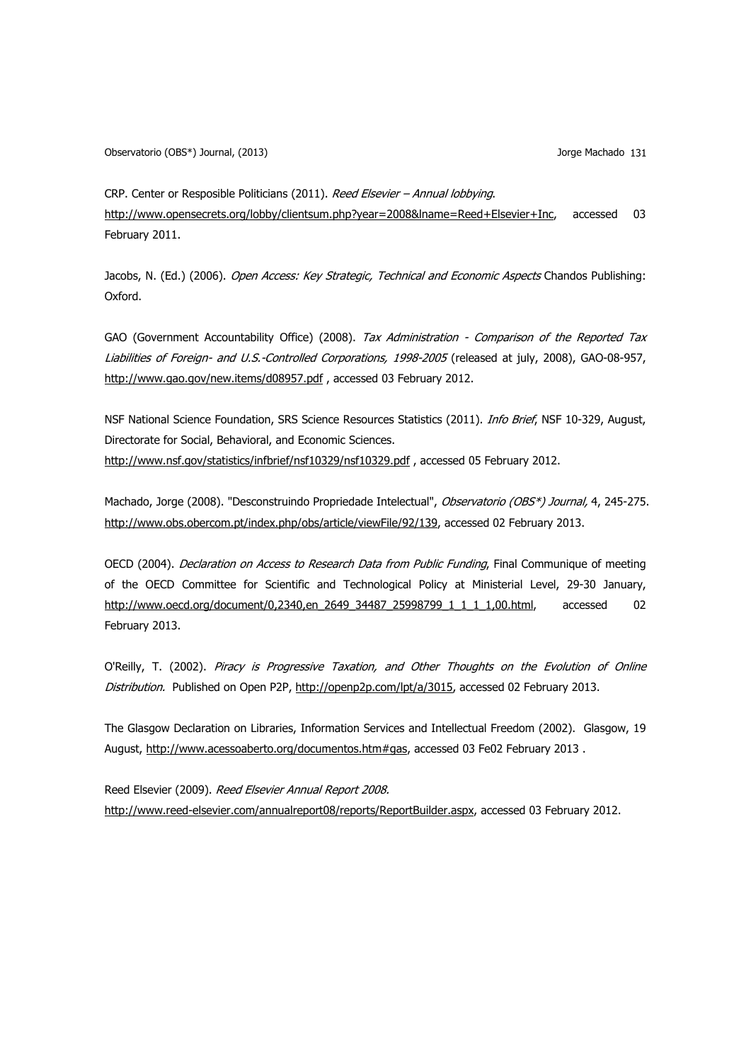CRP. Center or Resposible Politicians (2011). *Reed Elsevier – Annual lobbying.* http://www.opensecrets.org/lobby/clientsum.php?year=2008&lname=Reed+Elsevier+Inc, accessed 03 February 2011.

Jacobs, N. (Ed.) (2006). *Open Access: Key Strategic, Technical and Economic Aspects* Chandos Publishing: Oxford.

GAO (Government Accountability Office) (2008). *Tax Administration - Comparison of the Reported Tax Liabilities of Foreign- and U.S.-Controlled Corporations, 1998-2005* (released at july, 2008), GAO-08-957, http://www.gao.gov/new.items/d08957.pdf , accessed 03 February 2012.

NSF National Science Foundation, SRS Science Resources Statistics (2011). *Info Brief*, NSF 10-329, August, Directorate for Social, Behavioral, and Economic Sciences. http://www.nsf.gov/statistics/infbrief/nsf10329/nsf10329.pdf , accessed 05 February 2012.

Machado, Jorge (2008). "Desconstruindo Propriedade Intelectual", *Observatorio (OBS*) Journal,* 4, 245-275. http://www.obs.obercom.pt/index.php/obs/article/viewFile/92/139, accessed 02 February 2013.

OECD (2004). *Declaration on Access to Research Data from Public Funding*, Final Communique of meeting of the OECD Committee for Scientific and Technological Policy at Ministerial Level, 29-30 January, http://www.oecd.org/document/0,2340,en_2649_34487_25998799_1_1_1_1,00.html, accessed 02 February 2013.

O'Reilly, T. (2002). *Piracy is Progressive Taxation, and Other Thoughts on the Evolution of Online Distribution.* Published on Open P2P, http://openp2p.com/lpt/a/3015, accessed 02 February 2013.

The Glasgow Declaration on Libraries, Information Services and Intellectual Freedom (2002). Glasgow, 19 August, http://www.acessoaberto.org/documentos.htm#gas, accessed 03 Fe02 February 2013 .

Reed Elsevier (2009). *Reed Elsevier Annual Report 2008.* http://www.reed-elsevier.com/annualreport08/reports/ReportBuilder.aspx, accessed 03 February 2012.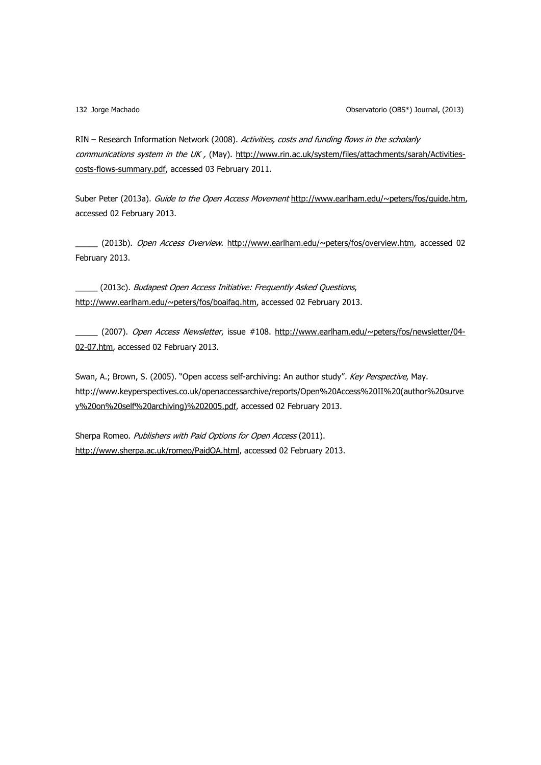RIN – Research Information Network (2008). *Activities, costs and funding flows in the scholarly communications system in the UK* , (May). http://www.rin.ac.uk/system/files/attachments/sarah/Activities-costs-flows-summary.pdf, accessed 03 February 2011.

Suber Peter (2013a). *Guide to the Open Access Movement* http://www.earlham.edu/~peters/fos/guide.htm, accessed 02 February 2013.

_____ (2013b). *Open Access Overview*. http://www.earlham.edu/~peters/fos/overview.htm, accessed 02 February 2013.

_____ (2013c). *Budapest Open Access Initiative: Frequently Asked Questions*, http://www.earlham.edu/~peters/fos/boaifaq.htm, accessed 02 February 2013.

_____ (2007). *Open Access Newsletter*, issue #108. http://www.earlham.edu/~peters/fos/newsletter/04-02-07.htm, accessed 02 February 2013.

Swan, A.; Brown, S. (2005). "Open access self-archiving: An author study". *Key Perspective*, May. http://www.keyperspectives.co.uk/openaccessarchive/reports/Open%20Access%20II%20(author%20survey%20on%20self%20archiving)%202005.pdf, accessed 02 February 2013.

Sherpa Romeo. *Publishers with Paid Options for Open Access* (2011). http://www.sherpa.ac.uk/romeo/PaidOA.html, accessed 02 February 2013.